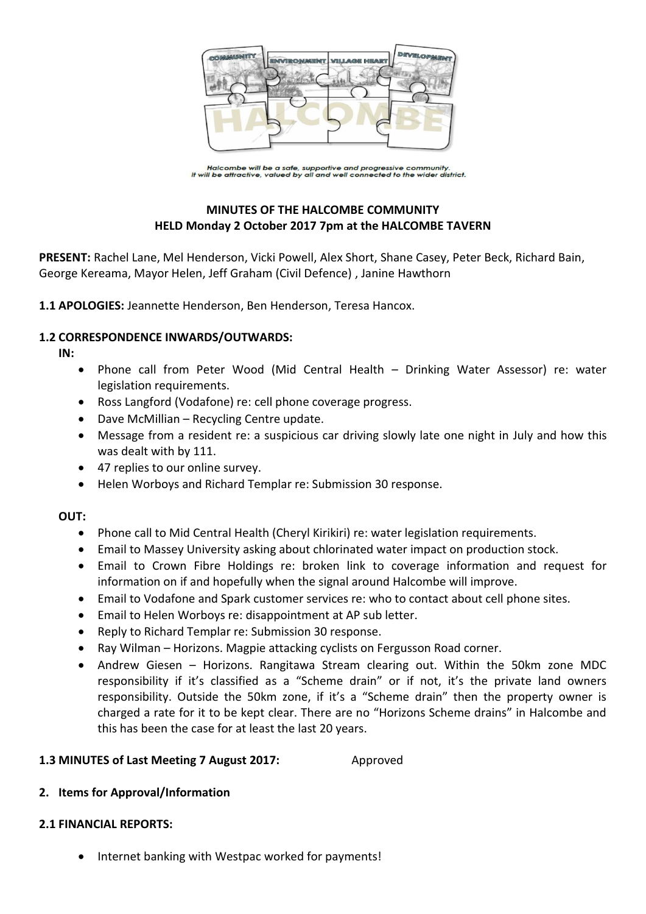Halcombe will be a safe, supportive and progressive community.
It will be attractive, valued by all and well connected to the wider district.

**MINUTES OF THE HALCOMBE COMMUNITY**
**HELD Monday 2 October 2017 7pm at the HALCOMBE TAVERN**

**PRESENT:** Rachel Lane, Mel Henderson, Vicki Powell, Alex Short, Shane Casey, Peter Beck, Richard Bain, George Kereama, Mayor Helen, Jeff Graham (Civil Defence) , Janine Hawthorn

**1.1 APOLOGIES:** Jeannette Henderson, Ben Henderson, Teresa Hancox.

**1.2 CORRESPONDENCE INWARDS/OUTWARDS:**

**IN:**

- Phone call from Peter Wood (Mid Central Health – Drinking Water Assessor) re: water legislation requirements.
- Ross Langford (Vodafone) re: cell phone coverage progress.
- Dave McMillian – Recycling Centre update.
- Message from a resident re: a suspicious car driving slowly late one night in July and how this was dealt with by 111.
- 47 replies to our online survey.
- Helen Worboys and Richard Templar re: Submission 30 response.

**OUT:**

- Phone call to Mid Central Health (Cheryl Kirikiri) re: water legislation requirements.
- Email to Massey University asking about chlorinated water impact on production stock.
- Email to Crown Fibre Holdings re: broken link to coverage information and request for information on if and hopefully when the signal around Halcombe will improve.
- Email to Vodafone and Spark customer services re: who to contact about cell phone sites.
- Email to Helen Worboys re: disappointment at AP sub letter.
- Reply to Richard Templar re: Submission 30 response.
- Ray Wilman – Horizons. Magpie attacking cyclists on Fergusson Road corner.
- Andrew Giesen – Horizons. Rangitawa Stream clearing out. Within the 50km zone MDC responsibility if it's classified as a "Scheme drain" or if not, it's the private land owners responsibility. Outside the 50km zone, if it's a "Scheme drain" then the property owner is charged a rate for it to be kept clear. There are no "Horizons Scheme drains" in Halcombe and this has been the case for at least the last 20 years.

**1.3 MINUTES of Last Meeting 7 August 2017:** Approved

**2. Items for Approval/Information**

**2.1 FINANCIAL REPORTS:**

- Internet banking with Westpac worked for payments!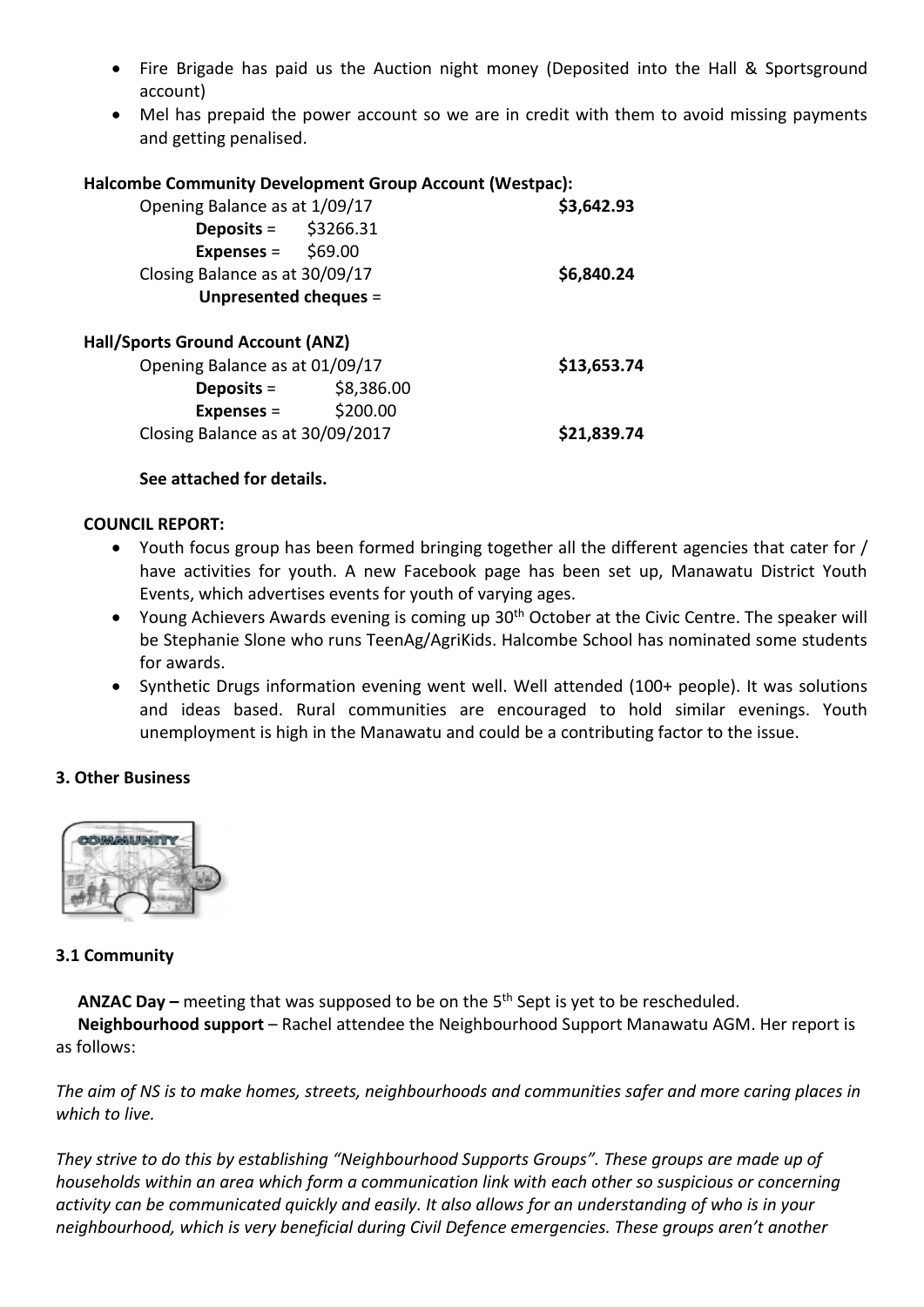- Fire Brigade has paid us the Auction night money (Deposited into the Hall & Sportsground account)
- Mel has prepaid the power account so we are in credit with them to avoid missing payments and getting penalised.

**Halcombe Community Development Group Account (Westpac):**

| | | |
|---|---|---|
| Opening Balance as at 1/09/17 | | **$3,642.93** |
| **Deposits** = | $3266.31 | |
| **Expenses** = | $69.00 | |
| Closing Balance as at 30/09/17 | | **$6,840.24** |
| **Unpresented cheques** = | | |

**Hall/Sports Ground Account (ANZ)**

| | | |
|---|---|---|
| Opening Balance as at 01/09/17 | | **$13,653.74** |
| **Deposits** = | $8,386.00 | |
| **Expenses** = | $200.00 | |
| Closing Balance as at 30/09/2017 | | **$21,839.74** |

**See attached for details.**

**COUNCIL REPORT:**

- Youth focus group has been formed bringing together all the different agencies that cater for / have activities for youth. A new Facebook page has been set up, Manawatu District Youth Events, which advertises events for youth of varying ages.
- Young Achievers Awards evening is coming up 30th October at the Civic Centre. The speaker will be Stephanie Slone who runs TeenAg/AgriKids. Halcombe School has nominated some students for awards.
- Synthetic Drugs information evening went well. Well attended (100+ people). It was solutions and ideas based. Rural communities are encouraged to hold similar evenings. Youth unemployment is high in the Manawatu and could be a contributing factor to the issue.

## 3. Other Business

### 3.1 Community

**ANZAC Day –** meeting that was supposed to be on the 5th Sept is yet to be rescheduled.

**Neighbourhood support** – Rachel attendee the Neighbourhood Support Manawatu AGM. Her report is as follows:

*The aim of NS is to make homes, streets, neighbourhoods and communities safer and more caring places in which to live.*

*They strive to do this by establishing "Neighbourhood Supports Groups". These groups are made up of households within an area which form a communication link with each other so suspicious or concerning activity can be communicated quickly and easily. It also allows for an understanding of who is in your neighbourhood, which is very beneficial during Civil Defence emergencies. These groups aren't another*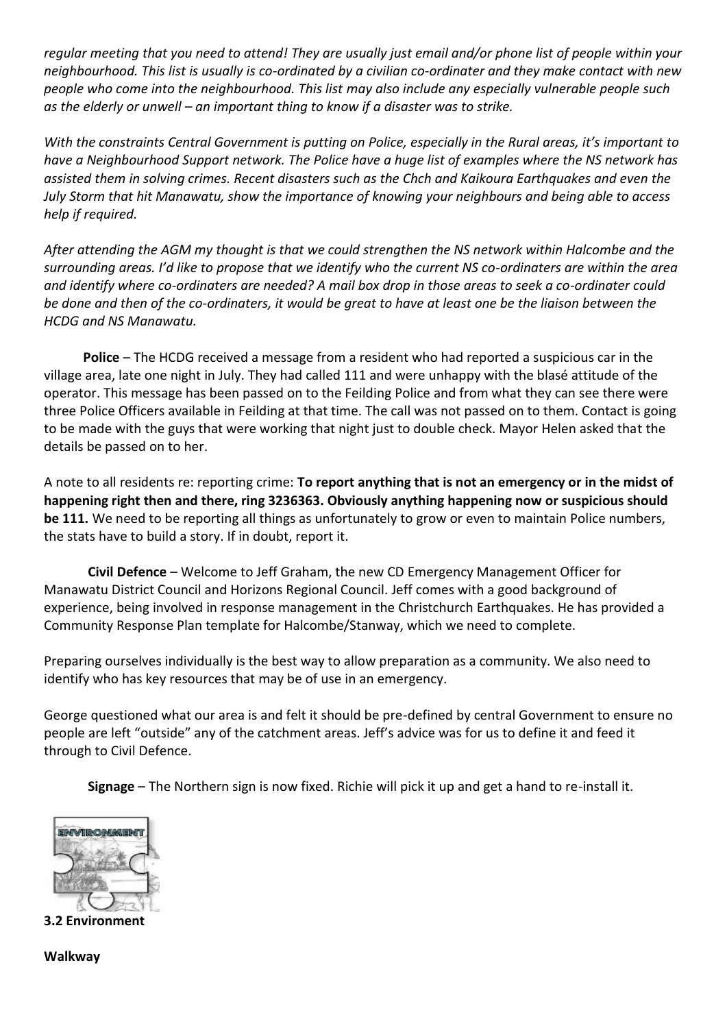*regular meeting that you need to attend! They are usually just email and/or phone list of people within your neighbourhood. This list is usually is co-ordinated by a civilian co-ordinater and they make contact with new people who come into the neighbourhood. This list may also include any especially vulnerable people such as the elderly or unwell – an important thing to know if a disaster was to strike.*

*With the constraints Central Government is putting on Police, especially in the Rural areas, it's important to have a Neighbourhood Support network. The Police have a huge list of examples where the NS network has assisted them in solving crimes. Recent disasters such as the Chch and Kaikoura Earthquakes and even the July Storm that hit Manawatu, show the importance of knowing your neighbours and being able to access help if required.*

*After attending the AGM my thought is that we could strengthen the NS network within Halcombe and the surrounding areas. I'd like to propose that we identify who the current NS co-ordinaters are within the area and identify where co-ordinaters are needed? A mail box drop in those areas to seek a co-ordinater could be done and then of the co-ordinaters, it would be great to have at least one be the liaison between the HCDG and NS Manawatu.*

**Police** – The HCDG received a message from a resident who had reported a suspicious car in the village area, late one night in July. They had called 111 and were unhappy with the blasé attitude of the operator. This message has been passed on to the Feilding Police and from what they can see there were three Police Officers available in Feilding at that time. The call was not passed on to them. Contact is going to be made with the guys that were working that night just to double check. Mayor Helen asked that the details be passed on to her.

A note to all residents re: reporting crime: **To report anything that is not an emergency or in the midst of happening right then and there, ring 3236363. Obviously anything happening now or suspicious should be 111.** We need to be reporting all things as unfortunately to grow or even to maintain Police numbers, the stats have to build a story. If in doubt, report it.

**Civil Defence** – Welcome to Jeff Graham, the new CD Emergency Management Officer for Manawatu District Council and Horizons Regional Council. Jeff comes with a good background of experience, being involved in response management in the Christchurch Earthquakes. He has provided a Community Response Plan template for Halcombe/Stanway, which we need to complete.

Preparing ourselves individually is the best way to allow preparation as a community. We also need to identify who has key resources that may be of use in an emergency.

George questioned what our area is and felt it should be pre-defined by central Government to ensure no people are left "outside" any of the catchment areas. Jeff's advice was for us to define it and feed it through to Civil Defence.

**Signage** – The Northern sign is now fixed. Richie will pick it up and get a hand to re-install it.

**3.2 Environment**

**Walkway**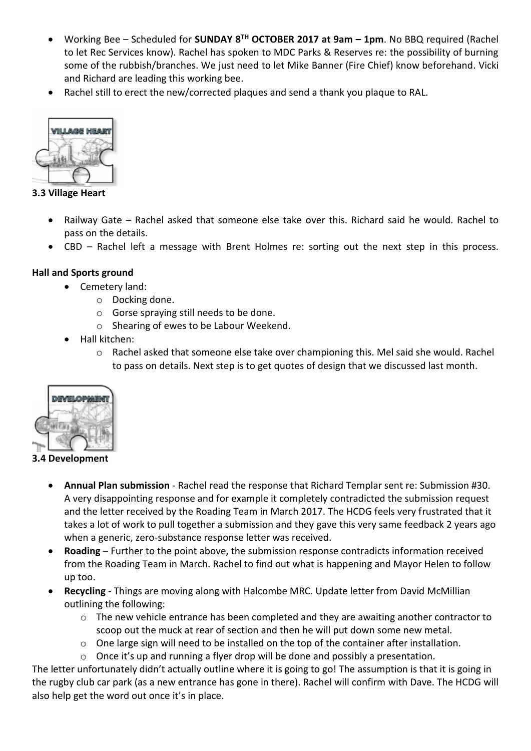- Working Bee – Scheduled for **SUNDAY 8[TH] OCTOBER 2017 at 9am – 1pm**. No BBQ required (Rachel to let Rec Services know). Rachel has spoken to MDC Parks & Reserves re: the possibility of burning some of the rubbish/branches. We just need to let Mike Banner (Fire Chief) know beforehand. Vicki and Richard are leading this working bee.
- Rachel still to erect the new/corrected plaques and send a thank you plaque to RAL.

### 3.3 Village Heart

- Railway Gate – Rachel asked that someone else take over this. Richard said he would. Rachel to pass on the details.
- CBD – Rachel left a message with Brent Holmes re: sorting out the next step in this process.

#### Hall and Sports ground

- Cemetery land:
  - Docking done.
  - Gorse spraying still needs to be done.
  - Shearing of ewes to be Labour Weekend.
- Hall kitchen:
  - Rachel asked that someone else take over championing this. Mel said she would. Rachel to pass on details. Next step is to get quotes of design that we discussed last month.

### 3.4 Development

- **Annual Plan submission** - Rachel read the response that Richard Templar sent re: Submission #30. A very disappointing response and for example it completely contradicted the submission request and the letter received by the Roading Team in March 2017. The HCDG feels very frustrated that it takes a lot of work to pull together a submission and they gave this very same feedback 2 years ago when a generic, zero-substance response letter was received.
- **Roading** – Further to the point above, the submission response contradicts information received from the Roading Team in March. Rachel to find out what is happening and Mayor Helen to follow up too.
- **Recycling** - Things are moving along with Halcombe MRC. Update letter from David McMillian outlining the following:
  - The new vehicle entrance has been completed and they are awaiting another contractor to scoop out the muck at rear of section and then he will put down some new metal.
  - One large sign will need to be installed on the top of the container after installation.
  - Once it's up and running a flyer drop will be done and possibly a presentation.

The letter unfortunately didn't actually outline where it is going to go! The assumption is that it is going in the rugby club car park (as a new entrance has gone in there). Rachel will confirm with Dave. The HCDG will also help get the word out once it's in place.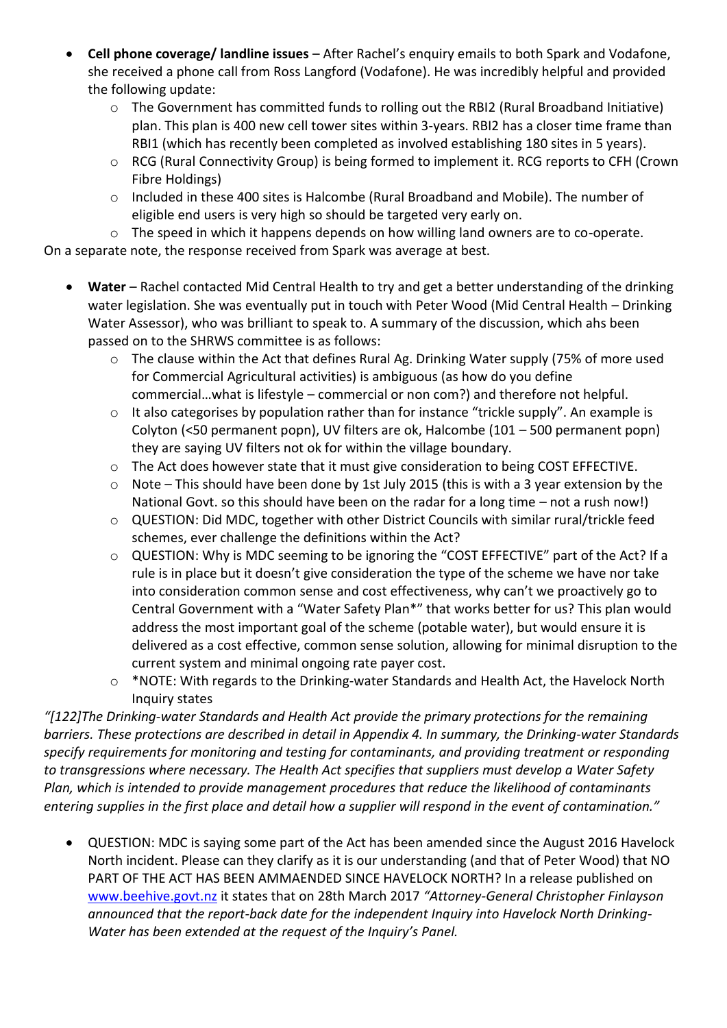- **Cell phone coverage/ landline issues** – After Rachel's enquiry emails to both Spark and Vodafone, she received a phone call from Ross Langford (Vodafone). He was incredibly helpful and provided the following update:
    - The Government has committed funds to rolling out the RBI2 (Rural Broadband Initiative) plan. This plan is 400 new cell tower sites within 3-years. RBI2 has a closer time frame than RBI1 (which has recently been completed as involved establishing 180 sites in 5 years).
    - RCG (Rural Connectivity Group) is being formed to implement it. RCG reports to CFH (Crown Fibre Holdings)
    - Included in these 400 sites is Halcombe (Rural Broadband and Mobile). The number of eligible end users is very high so should be targeted very early on.
    - The speed in which it happens depends on how willing land owners are to co-operate.

On a separate note, the response received from Spark was average at best.

- **Water** – Rachel contacted Mid Central Health to try and get a better understanding of the drinking water legislation. She was eventually put in touch with Peter Wood (Mid Central Health – Drinking Water Assessor), who was brilliant to speak to. A summary of the discussion, which ahs been passed on to the SHRWS committee is as follows:
    - The clause within the Act that defines Rural Ag. Drinking Water supply (75% of more used for Commercial Agricultural activities) is ambiguous (as how do you define commercial…what is lifestyle – commercial or non com?) and therefore not helpful.
    - It also categorises by population rather than for instance "trickle supply". An example is Colyton (<50 permanent popn), UV filters are ok, Halcombe (101 – 500 permanent popn) they are saying UV filters not ok for within the village boundary.
    - The Act does however state that it must give consideration to being COST EFFECTIVE.
    - Note – This should have been done by 1st July 2015 (this is with a 3 year extension by the National Govt. so this should have been on the radar for a long time – not a rush now!)
    - QUESTION: Did MDC, together with other District Councils with similar rural/trickle feed schemes, ever challenge the definitions within the Act?
    - QUESTION: Why is MDC seeming to be ignoring the "COST EFFECTIVE" part of the Act? If a rule is in place but it doesn't give consideration the type of the scheme we have nor take into consideration common sense and cost effectiveness, why can't we proactively go to Central Government with a "Water Safety Plan*" that works better for us? This plan would address the most important goal of the scheme (potable water), but would ensure it is delivered as a cost effective, common sense solution, allowing for minimal disruption to the current system and minimal ongoing rate payer cost.
    - *NOTE: With regards to the Drinking-water Standards and Health Act, the Havelock North Inquiry states

*"[122]The Drinking-water Standards and Health Act provide the primary protections for the remaining barriers. These protections are described in detail in Appendix 4. In summary, the Drinking-water Standards specify requirements for monitoring and testing for contaminants, and providing treatment or responding to transgressions where necessary. The Health Act specifies that suppliers must develop a Water Safety Plan, which is intended to provide management procedures that reduce the likelihood of contaminants entering supplies in the first place and detail how a supplier will respond in the event of contamination."*

- QUESTION: MDC is saying some part of the Act has been amended since the August 2016 Havelock North incident. Please can they clarify as it is our understanding (and that of Peter Wood) that NO PART OF THE ACT HAS BEEN AMMAENDED SINCE HAVELOCK NORTH? In a release published on www.beehive.govt.nz it states that on 28th March 2017 *"Attorney-General Christopher Finlayson announced that the report-back date for the independent Inquiry into Havelock North Drinking-Water has been extended at the request of the Inquiry's Panel.*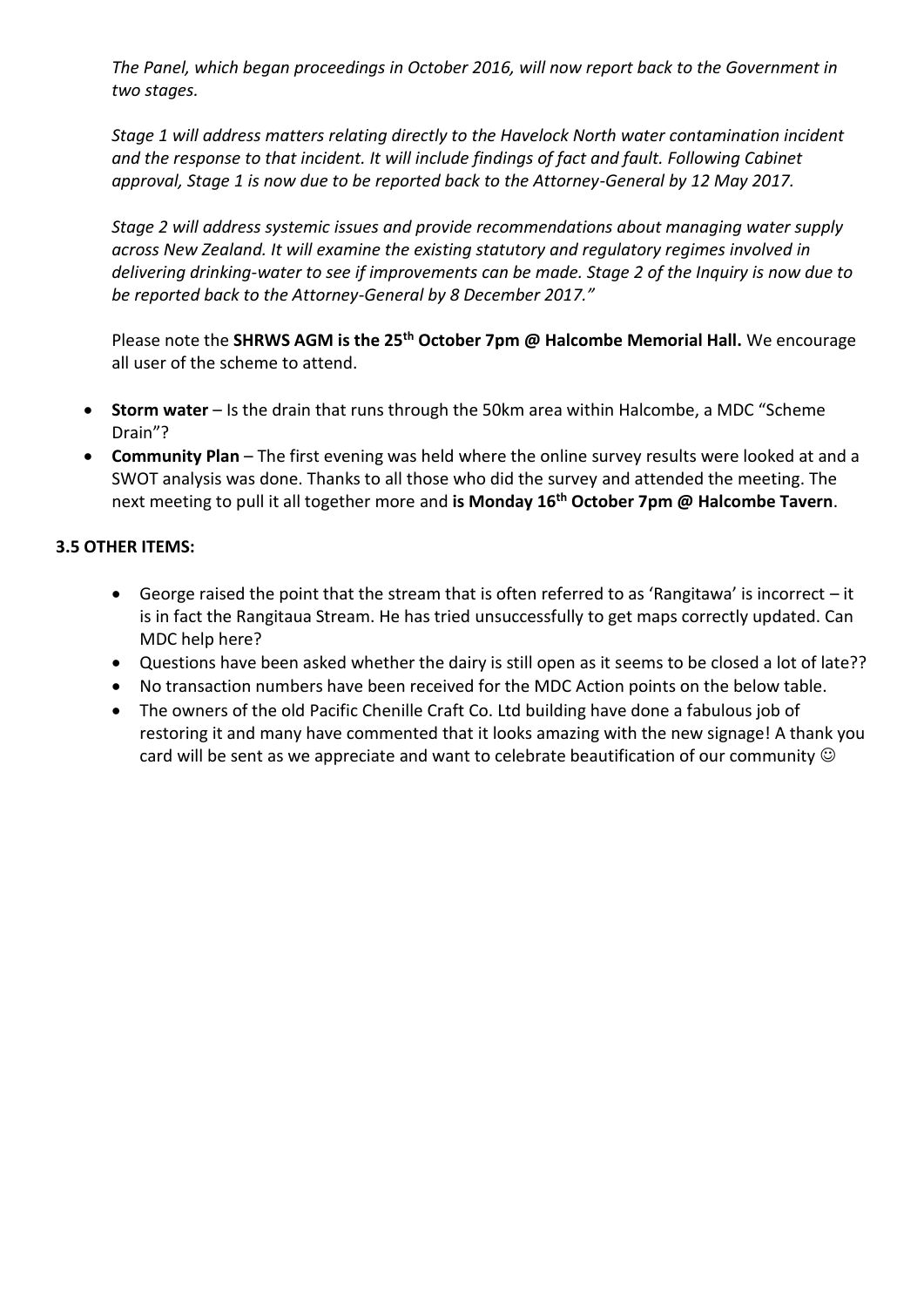*The Panel, which began proceedings in October 2016, will now report back to the Government in two stages.*

*Stage 1 will address matters relating directly to the Havelock North water contamination incident and the response to that incident. It will include findings of fact and fault. Following Cabinet approval, Stage 1 is now due to be reported back to the Attorney-General by 12 May 2017.*

*Stage 2 will address systemic issues and provide recommendations about managing water supply across New Zealand. It will examine the existing statutory and regulatory regimes involved in delivering drinking-water to see if improvements can be made. Stage 2 of the Inquiry is now due to be reported back to the Attorney-General by 8 December 2017."*

Please note the **SHRWS AGM is the 25th October 7pm @ Halcombe Memorial Hall.** We encourage all user of the scheme to attend.

- **Storm water** – Is the drain that runs through the 50km area within Halcombe, a MDC "Scheme Drain"?
- **Community Plan** – The first evening was held where the online survey results were looked at and a SWOT analysis was done. Thanks to all those who did the survey and attended the meeting. The next meeting to pull it all together more and **is Monday 16th October 7pm @ Halcombe Tavern**.

**3.5 OTHER ITEMS:**

- George raised the point that the stream that is often referred to as 'Rangitawa' is incorrect – it is in fact the Rangitaua Stream. He has tried unsuccessfully to get maps correctly updated. Can MDC help here?
- Questions have been asked whether the dairy is still open as it seems to be closed a lot of late??
- No transaction numbers have been received for the MDC Action points on the below table.
- The owners of the old Pacific Chenille Craft Co. Ltd building have done a fabulous job of restoring it and many have commented that it looks amazing with the new signage! A thank you card will be sent as we appreciate and want to celebrate beautification of our community ☺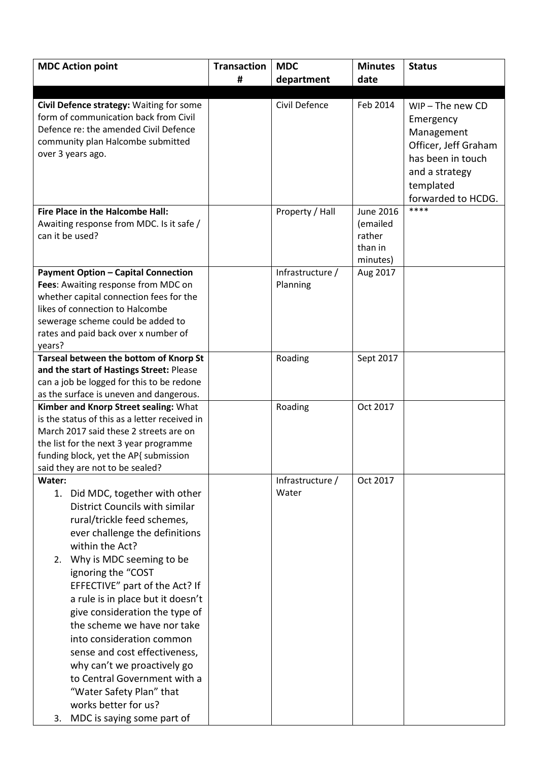| **MDC Action point** | **Transaction #** | **MDC department** | **Minutes date** | **Status** |
| --- | --- | --- | --- | --- |
| | | | | |
| **Civil Defence strategy:** Waiting for some form of communication back from Civil Defence re: the amended Civil Defence community plan Halcombe submitted over 3 years ago. | | Civil Defence | Feb 2014 | WIP – The new CD Emergency Management Officer, Jeff Graham has been in touch and a strategy templated forwarded to HCDG. |
| **Fire Place in the Halcombe Hall:** Awaiting response from MDC. Is it safe / can it be used? | | Property / Hall | June 2016 (emailed rather than in minutes) | **** |
| **Payment Option – Capital Connection Fees**: Awaiting response from MDC on whether capital connection fees for the likes of connection to Halcombe sewerage scheme could be added to rates and paid back over x number of years? | | Infrastructure / Planning | Aug 2017 | |
| **Tarseal between the bottom of Knorp St and the start of Hastings Street:** Please can a job be logged for this to be redone as the surface is uneven and dangerous. | | Roading | Sept 2017 | |
| **Kimber and Knorp Street sealing:** What is the status of this as a letter received in March 2017 said these 2 streets are on the list for the next 3 year programme funding block, yet the AP{ submission said they are not to be sealed? | | Roading | Oct 2017 | |
| **Water:**<br>1. Did MDC, together with other District Councils with similar rural/trickle feed schemes, ever challenge the definitions within the Act?<br>2. Why is MDC seeming to be ignoring the "COST EFFECTIVE" part of the Act? If a rule is in place but it doesn't give consideration the type of the scheme we have nor take into consideration common sense and cost effectiveness, why can't we proactively go to Central Government with a "Water Safety Plan" that works better for us?<br>3. MDC is saying some part of | | Infrastructure / Water | Oct 2017 | |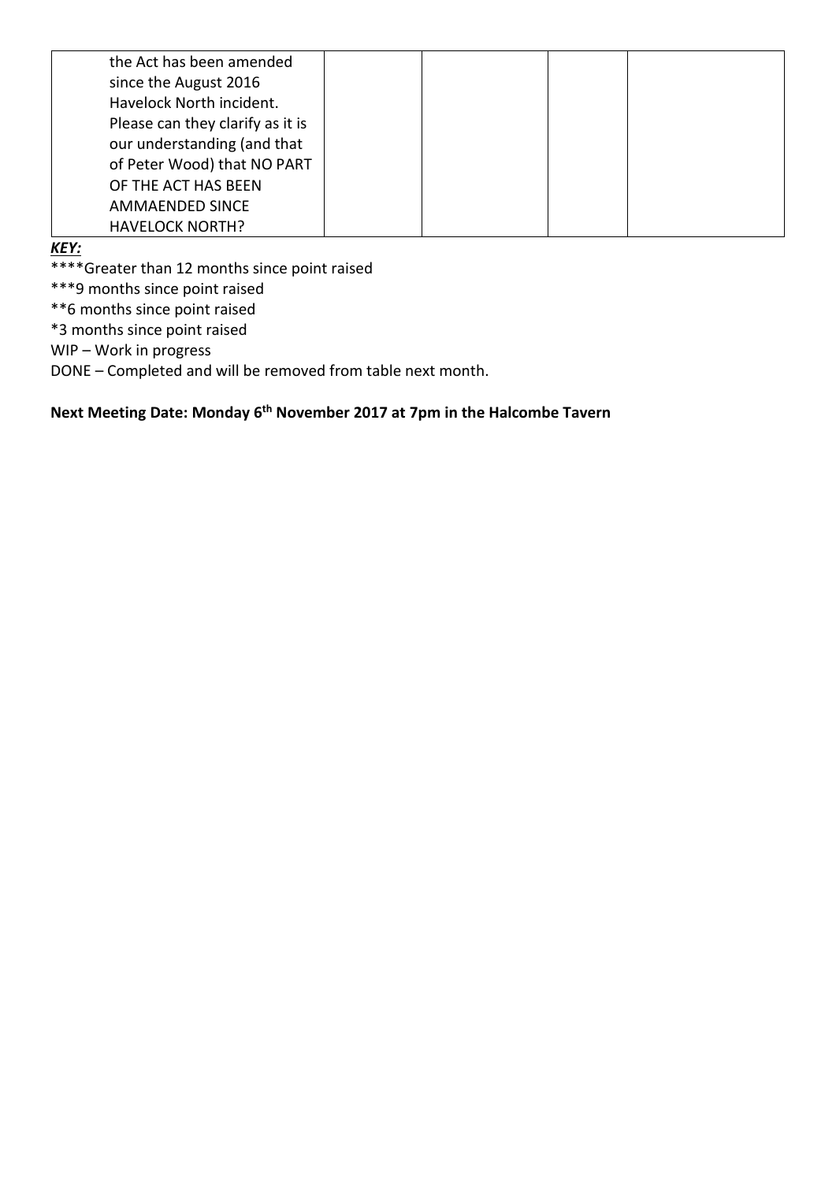| | | | | |
|---|---|---|---|---|
| the Act has been amended since the August 2016 Havelock North incident. Please can they clarify as it is our understanding (and that of Peter Wood) that NO PART OF THE ACT HAS BEEN AMMAENDED SINCE HAVELOCK NORTH? | | | | |

***KEY:***

****Greater than 12 months since point raised

***9 months since point raised

**6 months since point raised

*3 months since point raised

WIP – Work in progress

DONE – Completed and will be removed from table next month.

**Next Meeting Date: Monday 6th November 2017 at 7pm in the Halcombe Tavern**